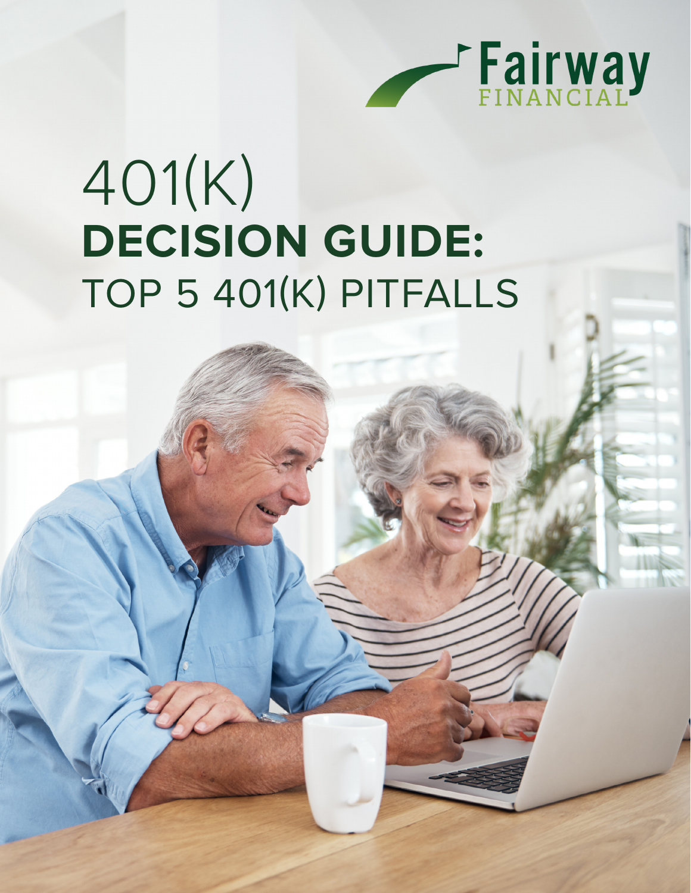Fairway FINANCIAL

# 401(K) DECISION GUIDE: TOP 5 401(K) PITFALLS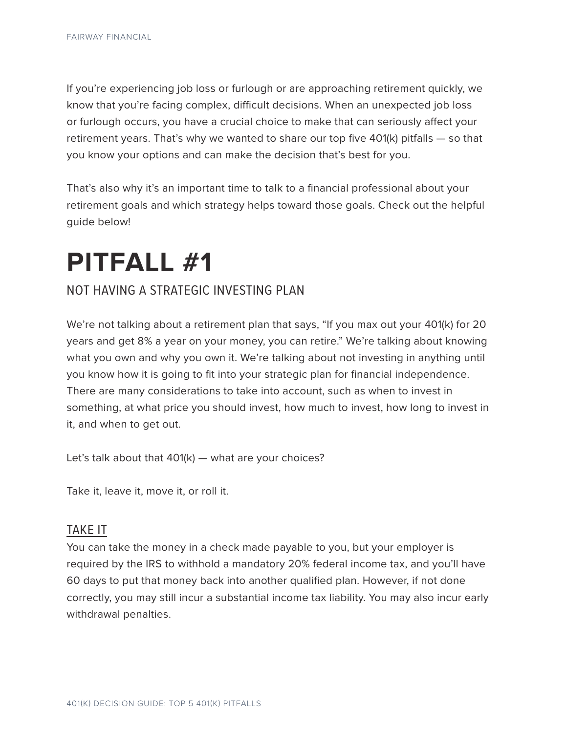If you're experiencing job loss or furlough or are approaching retirement quickly, we know that you're facing complex, difficult decisions. When an unexpected job loss or furlough occurs, you have a crucial choice to make that can seriously affect your retirement years. That's why we wanted to share our top five 401(k) pitfalls — so that you know your options and can make the decision that's best for you.

That's also why it's an important time to talk to a financial professional about your retirement goals and which strategy helps toward those goals. Check out the helpful guide below!

# PITFALL #1

## NOT HAVING A STRATEGIC INVESTING PLAN

We're not talking about a retirement plan that says, "If you max out your 401(k) for 20 years and get 8% a year on your money, you can retire." We're talking about knowing what you own and why you own it. We're talking about not investing in anything until you know how it is going to fit into your strategic plan for financial independence. There are many considerations to take into account, such as when to invest in something, at what price you should invest, how much to invest, how long to invest in it, and when to get out.

Let's talk about that 401(k) — what are your choices?

Take it, leave it, move it, or roll it.

### TAKE IT

You can take the money in a check made payable to you, but your employer is required by the IRS to withhold a mandatory 20% federal income tax, and you'll have 60 days to put that money back into another qualified plan. However, if not done correctly, you may still incur a substantial income tax liability. You may also incur early withdrawal penalties.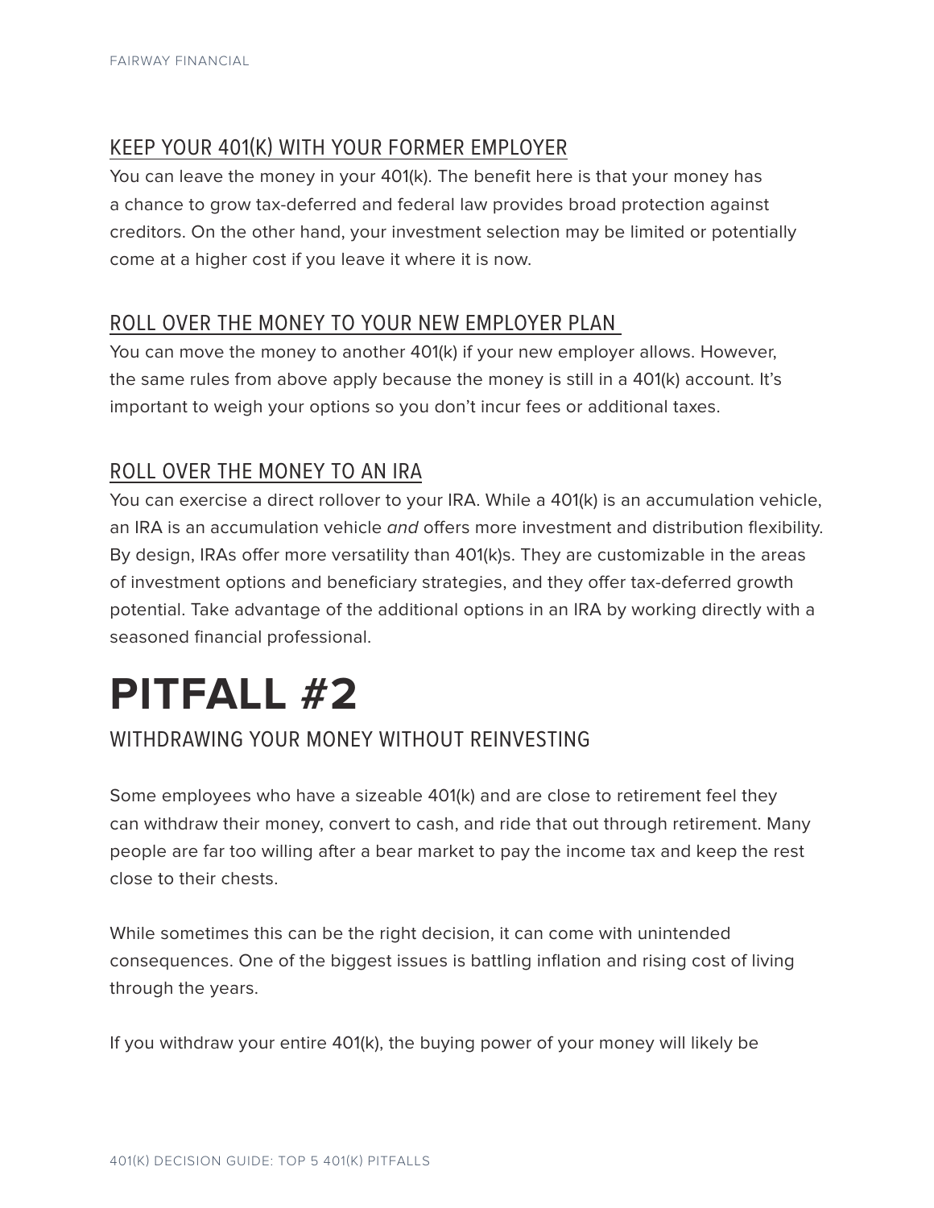### KEEP YOUR 401(K) WITH YOUR FORMER EMPLOYER

You can leave the money in your 401(k). The benefit here is that your money has a chance to grow tax-deferred and federal law provides broad protection against creditors. On the other hand, your investment selection may be limited or potentially come at a higher cost if you leave it where it is now.

### ROLL OVER THE MONEY TO YOUR NEW EMPLOYER PLAN

You can move the money to another 401(k) if your new employer allows. However, the same rules from above apply because the money is still in a 401(k) account. It's important to weigh your options so you don't incur fees or additional taxes.

### ROLL OVER THE MONEY TO AN IRA

You can exercise a direct rollover to your IRA. While a 401(k) is an accumulation vehicle, an IRA is an accumulation vehicle *and* offers more investment and distribution flexibility. By design, IRAs offer more versatility than 401(k)s. They are customizable in the areas of investment options and beneficiary strategies, and they offer tax-deferred growth potential. Take advantage of the additional options in an IRA by working directly with a seasoned financial professional.

# PITFALL #2

## WITHDRAWING YOUR MONEY WITHOUT REINVESTING

Some employees who have a sizeable 401(k) and are close to retirement feel they can withdraw their money, convert to cash, and ride that out through retirement. Many people are far too willing after a bear market to pay the income tax and keep the rest close to their chests.

While sometimes this can be the right decision, it can come with unintended consequences. One of the biggest issues is battling inflation and rising cost of living through the years.

If you withdraw your entire 401(k), the buying power of your money will likely be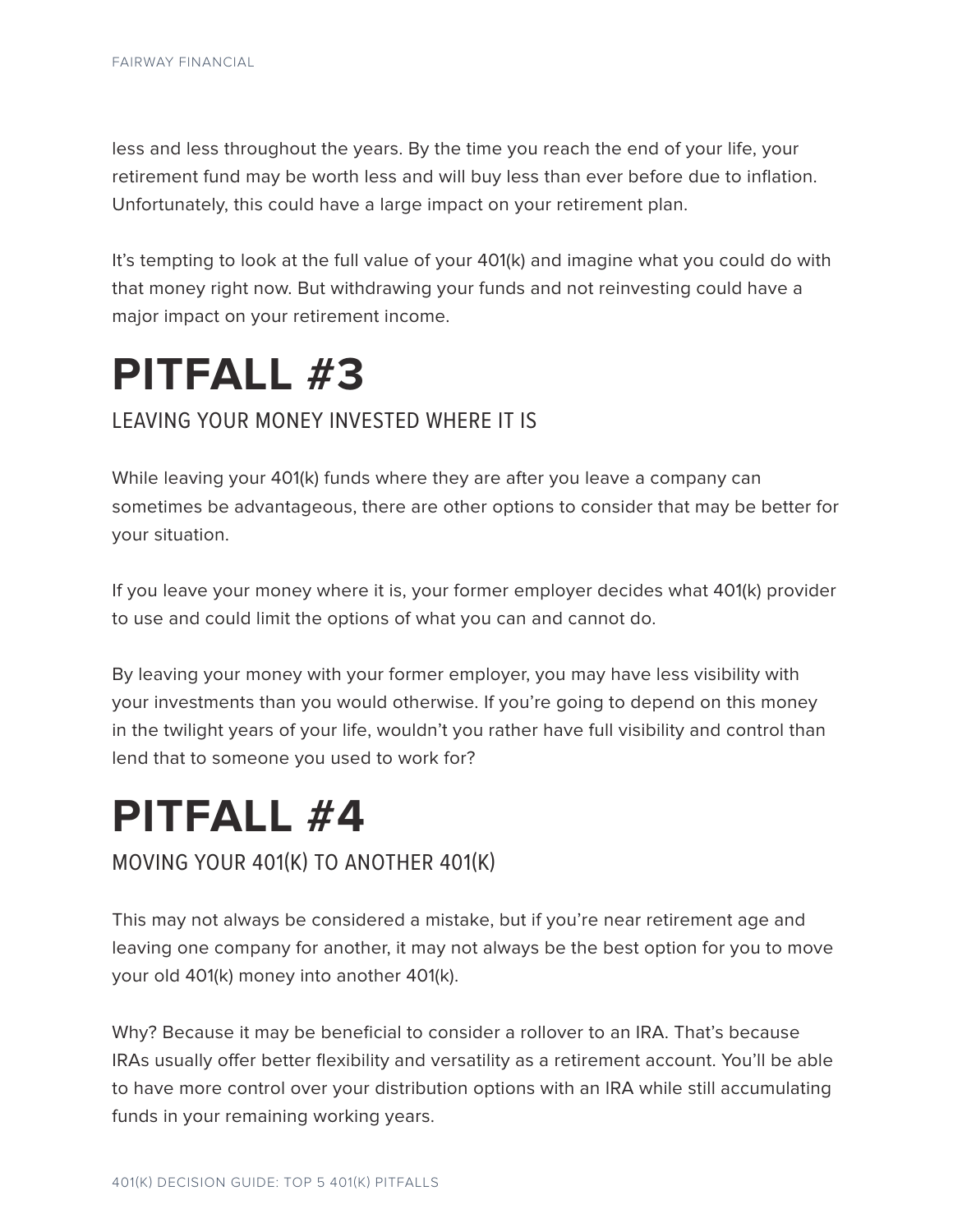less and less throughout the years. By the time you reach the end of your life, your retirement fund may be worth less and will buy less than ever before due to inflation. Unfortunately, this could have a large impact on your retirement plan.

It's tempting to look at the full value of your 401(k) and imagine what you could do with that money right now. But withdrawing your funds and not reinvesting could have a major impact on your retirement income.

# PITFALL #3

## LEAVING YOUR MONEY INVESTED WHERE IT IS

While leaving your 401(k) funds where they are after you leave a company can sometimes be advantageous, there are other options to consider that may be better for your situation.

If you leave your money where it is, your former employer decides what 401(k) provider to use and could limit the options of what you can and cannot do.

By leaving your money with your former employer, you may have less visibility with your investments than you would otherwise. If you're going to depend on this money in the twilight years of your life, wouldn't you rather have full visibility and control than lend that to someone you used to work for?

# PITFALL #4

## MOVING YOUR 401(K) TO ANOTHER 401(K)

This may not always be considered a mistake, but if you're near retirement age and leaving one company for another, it may not always be the best option for you to move your old 401(k) money into another 401(k).

Why? Because it may be beneficial to consider a rollover to an IRA. That's because IRAs usually offer better flexibility and versatility as a retirement account. You'll be able to have more control over your distribution options with an IRA while still accumulating funds in your remaining working years.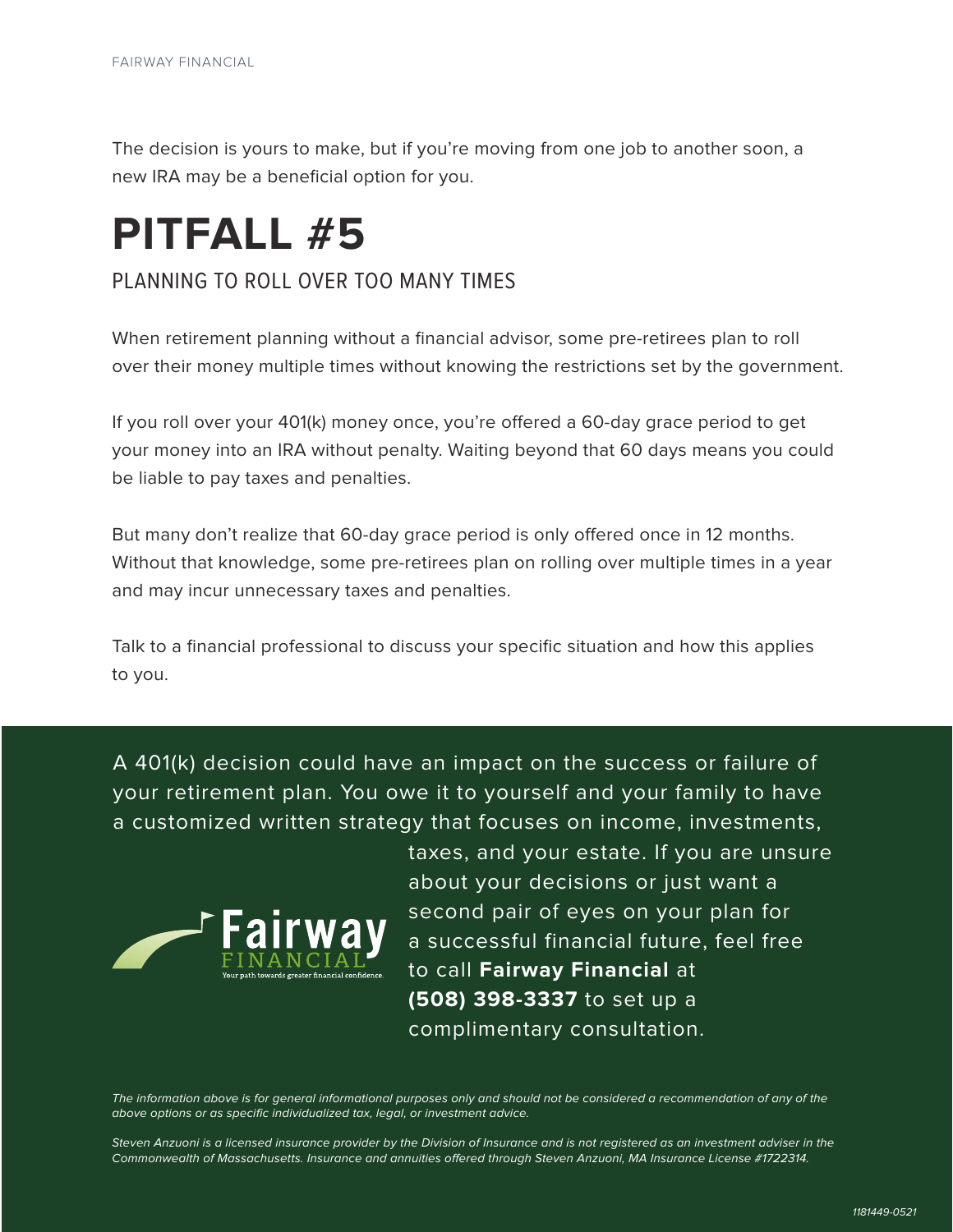The decision is yours to make, but if you're moving from one job to another soon, a new IRA may be a beneficial option for you.

# PITFALL #5

## PLANNING TO ROLL OVER TOO MANY TIMES

When retirement planning without a financial advisor, some pre-retirees plan to roll over their money multiple times without knowing the restrictions set by the government.

If you roll over your 401(k) money once, you're offered a 60-day grace period to get your money into an IRA without penalty. Waiting beyond that 60 days means you could be liable to pay taxes and penalties.

But many don't realize that 60-day grace period is only offered once in 12 months. Without that knowledge, some pre-retirees plan on rolling over multiple times in a year and may incur unnecessary taxes and penalties.

Talk to a financial professional to discuss your specific situation and how this applies to you.

A 401(k) decision could have an impact on the success or failure of your retirement plan. You owe it to yourself and your family to have a customized written strategy that focuses on income, investments, taxes, and your estate. If you are unsure about your decisions or just want a second pair of eyes on your plan for a successful financial future, feel free to call **Fairway Financial** at **(508) 398-3337** to set up a complimentary consultation.

Fairway FINANCIAL
Your path towards greater financial confidence.

*The information above is for general informational purposes only and should not be considered a recommendation of any of the above options or as specific individualized tax, legal, or investment advice.*

*Steven Anzuoni is a licensed insurance provider by the Division of Insurance and is not registered as an investment adviser in the Commonwealth of Massachusetts. Insurance and annuities offered through Steven Anzuoni, MA Insurance License #1722314.*

*1181449-0521*